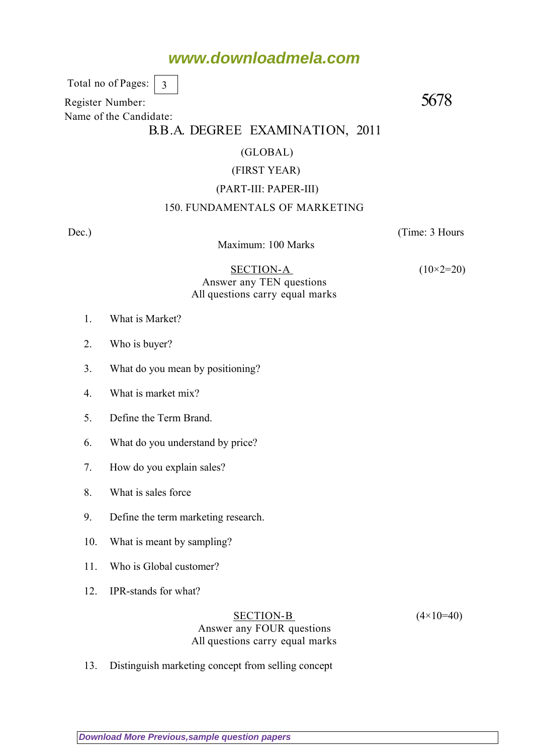Total no of Pages: 3

Register Number:

5678

Name of the Candidate:

# B.B.A. DEGREE EXAMINATION, 2011

(GLOBAL)

(FIRST YEAR)

(PART-III: PAPER-III)

## 150. FUNDAMENTALS OF MARKETING

Dec.) (Time: 3 Hours

Maximum: 100 Marks

### SECTION-A (10×2=20)

Answer any TEN questions
All questions carry equal marks

1. What is Market?
2. Who is buyer?
3. What do you mean by positioning?
4. What is market mix?
5. Define the Term Brand.
6. What do you understand by price?
7. How do you explain sales?
8. What is sales force
9. Define the term marketing research.
10. What is meant by sampling?
11. Who is Global customer?
12. IPR-stands for what?

### SECTION-B (4×10=40)

Answer any FOUR questions
All questions carry equal marks

13. Distinguish marketing concept from selling concept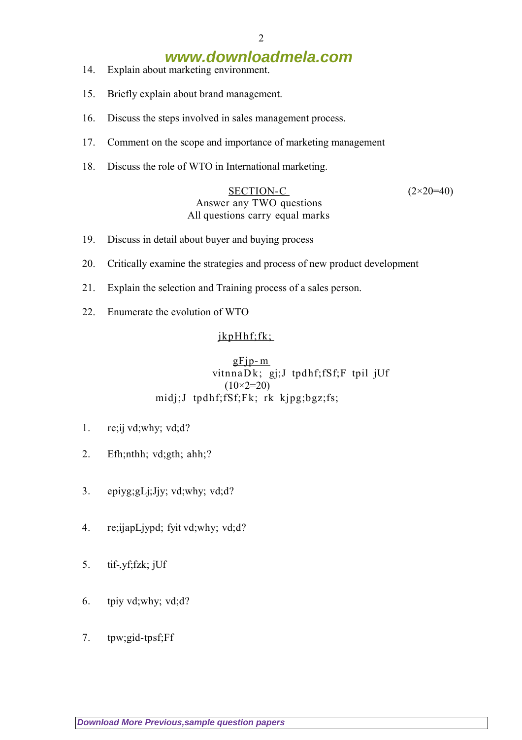14. Explain about marketing environment.

15. Briefly explain about brand management.

16. Discuss the steps involved in sales management process.

17. Comment on the scope and importance of marketing management

18. Discuss the role of WTO in International marketing.

SECTION-C (2×20=40)

Answer any TWO questions

All questions carry equal marks

19. Discuss in detail about buyer and buying process

20. Critically examine the strategies and process of new product development

21. Explain the selection and Training process of a sales person.

22. Enumerate the evolution of WTO

jkpHhf;fk;

gFjp- m

vitnnaDk; gj;J tpdhf;fSf;F tpil jUf

(10×2=20)

midj;J tpdhf;fSf;Fk; rk kjpg;bgz;fs;

1. re;ij vd;why; vd;d?

2. Efh;nthh; vd;gth; ahh;?

3. epiyg;gLj;Jjy; vd;why; vd;d?

4. re;ijapLjypd; fyit vd;why; vd;d?

5. tif-,yf;fzk; jUf

6. tpiy vd;why; vd;d?

7. tpw;gid-tpsf;Ff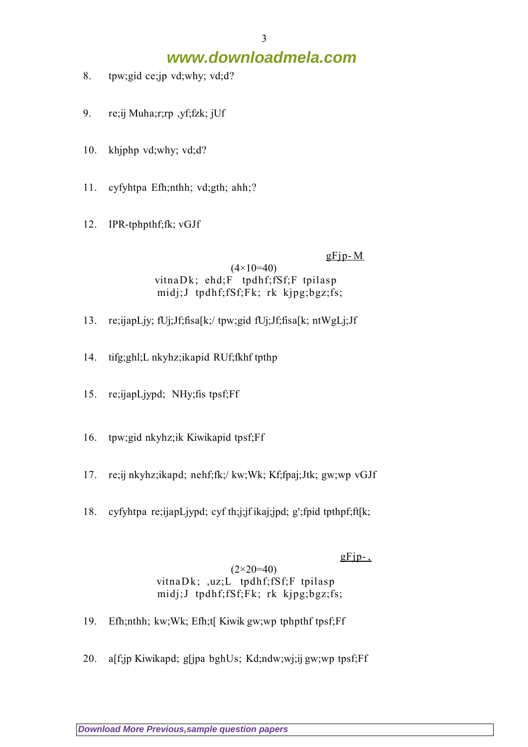8. tpw;gid ce;jp vd;why; vd;d?

9. re;ij Muha;r;rp ,yf;fzk; jUf

10. khjphp vd;why; vd;d?

11. cyfyhtpa Efh;nthh; vd;gth; ahh;?

12. IPR-tphpthf;fk; vGJf

<u>gFjp- M</u>

(4×10=40)

vitnaDk; ehd;F tpdhf;fSf;F tpilasp

midj;J tpdhf;fSf;Fk; rk kjpg;bgz;fs;

13. re;ijapLjy; fUj;Jf;fisa[k;/ tpw;gid fUj;Jf;fisa[k; ntWgLj;Jf

14. tifg;ghl;L nkyhz;ikapid RUf;fkhf tpthp

15. re;ijapLjypd; NHy;fis tpsf;Ff

16. tpw;gid nkyhz;ik Kiwikapid tpsf;Ff

17. re;ij nkyhz;ikapd; nehf;fk;/ kw;Wk; Kf;fpaj;Jtk; gw;wp vGJf

18. cyfyhtpa re;ijapLjypd; cyf th;j;jf ikaj;jpd; g';fpid tpthpf;ft[k;

<u>gFjp-,</u>

(2×20=40)

vitnaDk; ,uz;L tpdhf;fSf;F tpilasp

midj;J tpdhf;fSf;Fk; rk kjpg;bgz;fs;

19. Efh;nthh; kw;Wk; Efh;t[ Kiwik gw;wp tphpthf tpsf;Ff

20. a[f;jp Kiwikapd; g[jpa bghUs; Kd;ndw;wj;ij gw;wp tpsf;Ff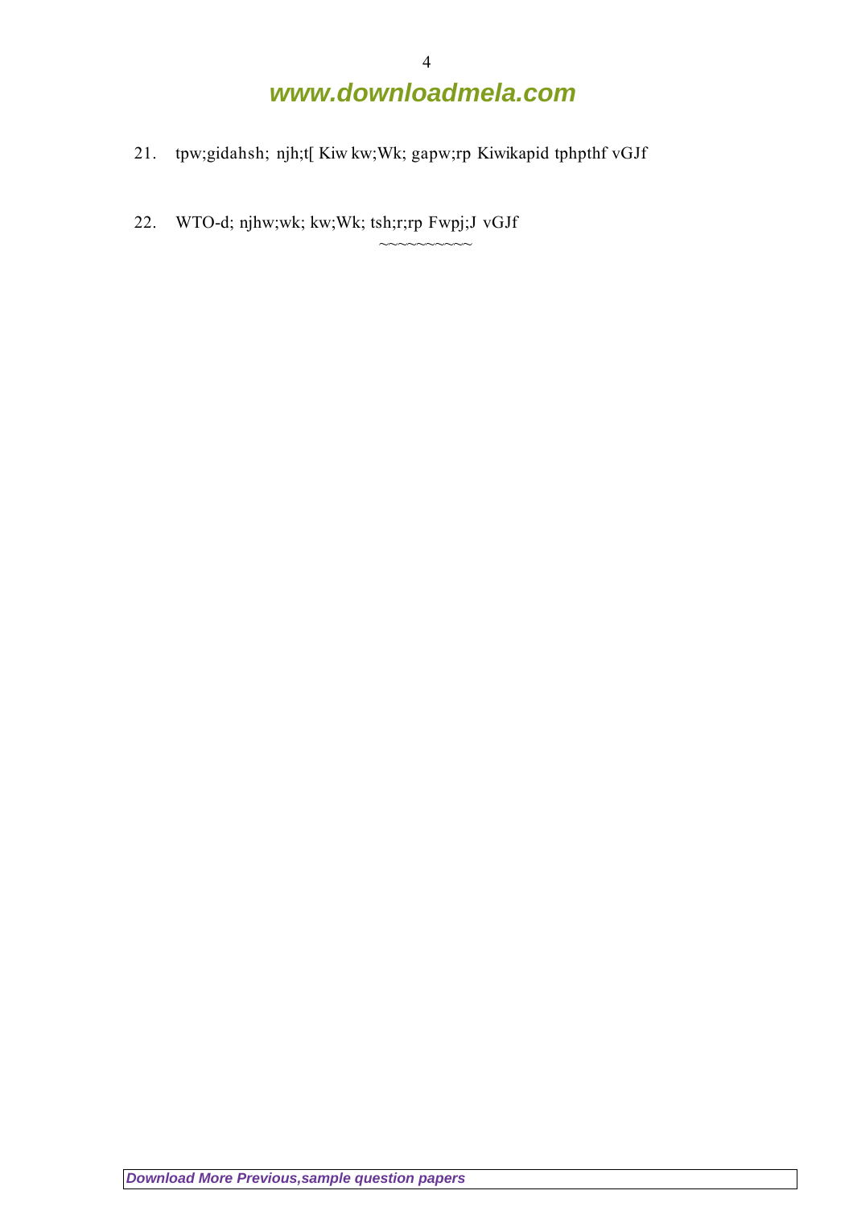21. tpw;gidahsh; njh;t[ Kiw kw;Wk; gapw;rp Kiwikapid tphpthf vGJf

22. WTO-d; njhw;wk; kw;Wk; tsh;r;rp Fwpj;J vGJf

~~~~~~~~~~